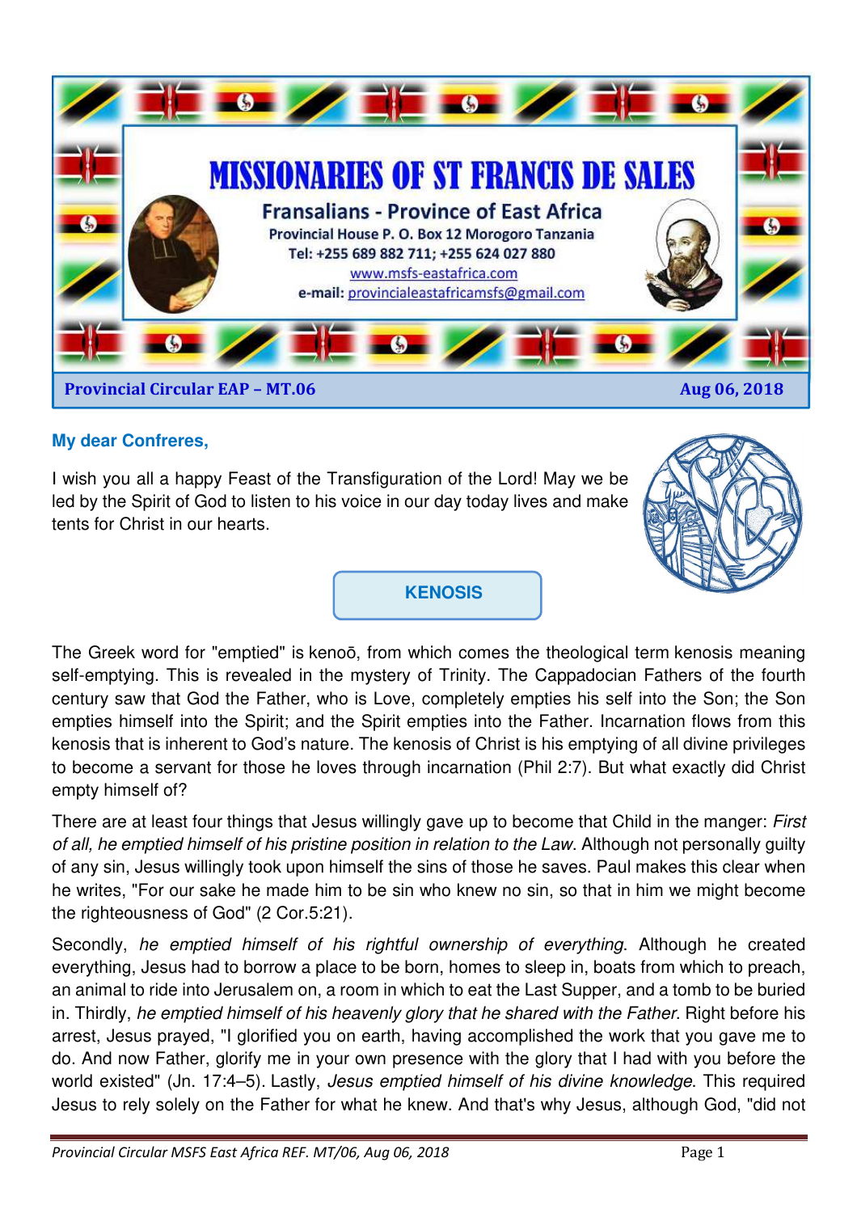# MISSIONARIES OF ST FRANCIS DE SALES

**Fransalians - Province of East Africa**

Provincial House P. O. Box 12 Morogoro Tanzania
Tel: +255 689 882 711; +255 624 027 880
www.msfs-eastafrica.com
e-mail: provincialeastafricamsfs@gmail.com

**Provincial Circular EAP – MT.06** **Aug 06, 2018**

**My dear Confreres,**

I wish you all a happy Feast of the Transfiguration of the Lord! May we be led by the Spirit of God to listen to his voice in our day today lives and make tents for Christ in our hearts.

## KENOSIS

The Greek word for "emptied" is kenoō, from which comes the theological term kenosis meaning self-emptying. This is revealed in the mystery of Trinity. The Cappadocian Fathers of the fourth century saw that God the Father, who is Love, completely empties his self into the Son; the Son empties himself into the Spirit; and the Spirit empties into the Father. Incarnation flows from this kenosis that is inherent to God's nature. The kenosis of Christ is his emptying of all divine privileges to become a servant for those he loves through incarnation (Phil 2:7). But what exactly did Christ empty himself of?

There are at least four things that Jesus willingly gave up to become that Child in the manger: *First of all, he emptied himself of his pristine position in relation to the Law*. Although not personally guilty of any sin, Jesus willingly took upon himself the sins of those he saves. Paul makes this clear when he writes, "For our sake he made him to be sin who knew no sin, so that in him we might become the righteousness of God" (2 Cor.5:21).

Secondly, *he emptied himself of his rightful ownership of everything*. Although he created everything, Jesus had to borrow a place to be born, homes to sleep in, boats from which to preach, an animal to ride into Jerusalem on, a room in which to eat the Last Supper, and a tomb to be buried in. Thirdly, *he emptied himself of his heavenly glory that he shared with the Father*. Right before his arrest, Jesus prayed, "I glorified you on earth, having accomplished the work that you gave me to do. And now Father, glorify me in your own presence with the glory that I had with you before the world existed" (Jn. 17:4–5). Lastly, *Jesus emptied himself of his divine knowledge*. This required Jesus to rely solely on the Father for what he knew. And that's why Jesus, although God, "did not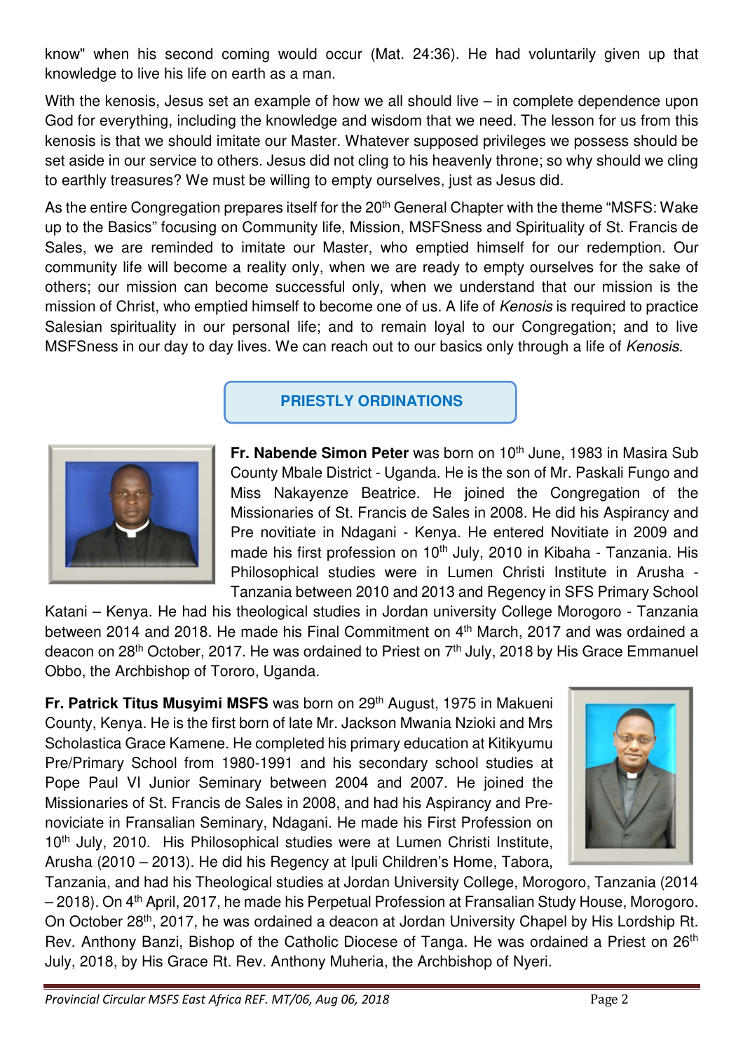know" when his second coming would occur (Mat. 24:36). He had voluntarily given up that knowledge to live his life on earth as a man.

With the kenosis, Jesus set an example of how we all should live – in complete dependence upon God for everything, including the knowledge and wisdom that we need. The lesson for us from this kenosis is that we should imitate our Master. Whatever supposed privileges we possess should be set aside in our service to others. Jesus did not cling to his heavenly throne; so why should we cling to earthly treasures? We must be willing to empty ourselves, just as Jesus did.

As the entire Congregation prepares itself for the 20th General Chapter with the theme "MSFS: Wake up to the Basics" focusing on Community life, Mission, MSFSness and Spirituality of St. Francis de Sales, we are reminded to imitate our Master, who emptied himself for our redemption. Our community life will become a reality only, when we are ready to empty ourselves for the sake of others; our mission can become successful only, when we understand that our mission is the mission of Christ, who emptied himself to become one of us. A life of *Kenosis* is required to practice Salesian spirituality in our personal life; and to remain loyal to our Congregation; and to live MSFSness in our day to day lives. We can reach out to our basics only through a life of *Kenosis*.

## PRIESTLY ORDINATIONS

**Fr. Nabende Simon Peter** was born on 10th June, 1983 in Masira Sub County Mbale District - Uganda. He is the son of Mr. Paskali Fungo and Miss Nakayenze Beatrice. He joined the Congregation of the Missionaries of St. Francis de Sales in 2008. He did his Aspirancy and Pre novitiate in Ndagani - Kenya. He entered Novitiate in 2009 and made his first profession on 10th July, 2010 in Kibaha - Tanzania. His Philosophical studies were in Lumen Christi Institute in Arusha - Tanzania between 2010 and 2013 and Regency in SFS Primary School Katani – Kenya. He had his theological studies in Jordan university College Morogoro - Tanzania between 2014 and 2018. He made his Final Commitment on 4th March, 2017 and was ordained a deacon on 28th October, 2017. He was ordained to Priest on 7th July, 2018 by His Grace Emmanuel Obbo, the Archbishop of Tororo, Uganda.

**Fr. Patrick Titus Musyimi MSFS** was born on 29th August, 1975 in Makueni County, Kenya. He is the first born of late Mr. Jackson Mwania Nzioki and Mrs Scholastica Grace Kamene. He completed his primary education at Kitikyumu Pre/Primary School from 1980-1991 and his secondary school studies at Pope Paul VI Junior Seminary between 2004 and 2007. He joined the Missionaries of St. Francis de Sales in 2008, and had his Aspirancy and Pre-noviciate in Fransalian Seminary, Ndagani. He made his First Profession on 10th July, 2010. His Philosophical studies were at Lumen Christi Institute, Arusha (2010 – 2013). He did his Regency at Ipuli Children's Home, Tabora, Tanzania, and had his Theological studies at Jordan University College, Morogoro, Tanzania (2014 – 2018). On 4th April, 2017, he made his Perpetual Profession at Fransalian Study House, Morogoro. On October 28th, 2017, he was ordained a deacon at Jordan University Chapel by His Lordship Rt. Rev. Anthony Banzi, Bishop of the Catholic Diocese of Tanga. He was ordained a Priest on 26th July, 2018, by His Grace Rt. Rev. Anthony Muheria, the Archbishop of Nyeri.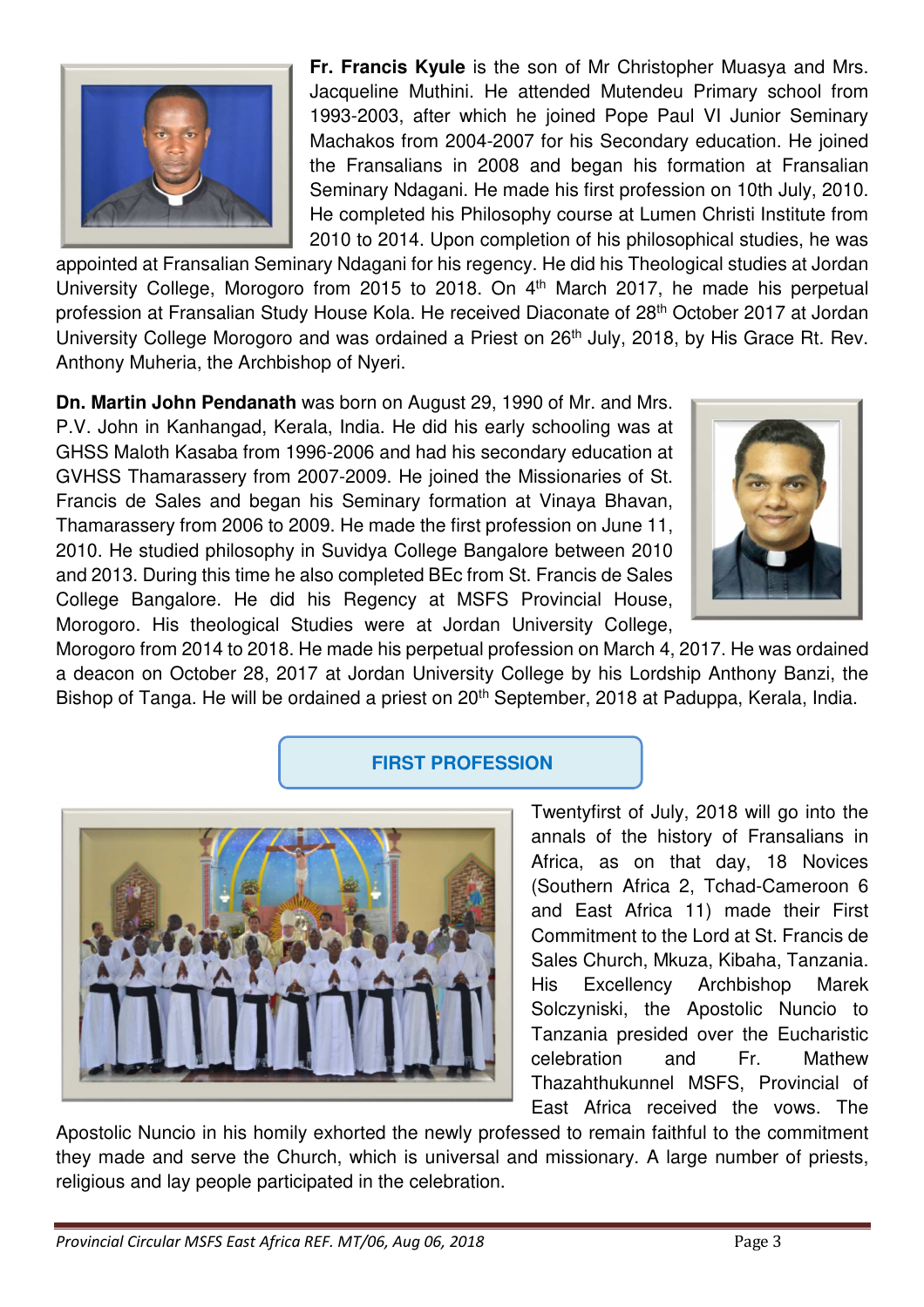**Fr. Francis Kyule** is the son of Mr Christopher Muasya and Mrs. Jacqueline Muthini. He attended Mutendeu Primary school from 1993-2003, after which he joined Pope Paul VI Junior Seminary Machakos from 2004-2007 for his Secondary education. He joined the Fransalians in 2008 and began his formation at Fransalian Seminary Ndagani. He made his first profession on 10th July, 2010. He completed his Philosophy course at Lumen Christi Institute from 2010 to 2014. Upon completion of his philosophical studies, he was appointed at Fransalian Seminary Ndagani for his regency. He did his Theological studies at Jordan University College, Morogoro from 2015 to 2018. On 4th March 2017, he made his perpetual profession at Fransalian Study House Kola. He received Diaconate of 28th October 2017 at Jordan University College Morogoro and was ordained a Priest on 26th July, 2018, by His Grace Rt. Rev. Anthony Muheria, the Archbishop of Nyeri.

**Dn. Martin John Pendanath** was born on August 29, 1990 of Mr. and Mrs. P.V. John in Kanhangad, Kerala, India. He did his early schooling was at GHSS Maloth Kasaba from 1996-2006 and had his secondary education at GVHSS Thamarassery from 2007-2009. He joined the Missionaries of St. Francis de Sales and began his Seminary formation at Vinaya Bhavan, Thamarassery from 2006 to 2009. He made the first profession on June 11, 2010. He studied philosophy in Suvidya College Bangalore between 2010 and 2013. During this time he also completed BEc from St. Francis de Sales College Bangalore. He did his Regency at MSFS Provincial House, Morogoro. His theological Studies were at Jordan University College, Morogoro from 2014 to 2018. He made his perpetual profession on March 4, 2017. He was ordained a deacon on October 28, 2017 at Jordan University College by his Lordship Anthony Banzi, the Bishop of Tanga. He will be ordained a priest on 20th September, 2018 at Paduppa, Kerala, India.

## FIRST PROFESSION

Twentyfirst of July, 2018 will go into the annals of the history of Fransalians in Africa, as on that day, 18 Novices (Southern Africa 2, Tchad-Cameroon 6 and East Africa 11) made their First Commitment to the Lord at St. Francis de Sales Church, Mkuza, Kibaha, Tanzania. His Excellency Archbishop Marek Solczyniski, the Apostolic Nuncio to Tanzania presided over the Eucharistic celebration and Fr. Mathew Thazahthukunnel MSFS, Provincial of East Africa received the vows. The Apostolic Nuncio in his homily exhorted the newly professed to remain faithful to the commitment they made and serve the Church, which is universal and missionary. A large number of priests, religious and lay people participated in the celebration.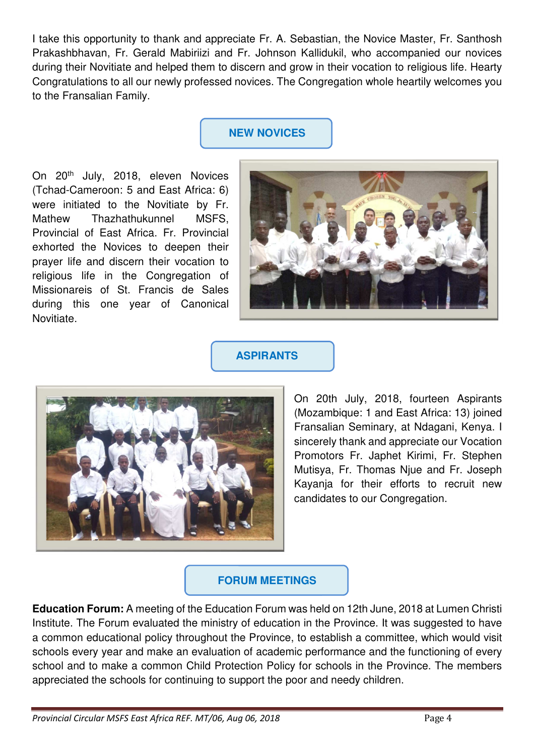I take this opportunity to thank and appreciate Fr. A. Sebastian, the Novice Master, Fr. Santhosh Prakashbhavan, Fr. Gerald Mabiriizi and Fr. Johnson Kallidukil, who accompanied our novices during their Novitiate and helped them to discern and grow in their vocation to religious life. Hearty Congratulations to all our newly professed novices. The Congregation whole heartily welcomes you to the Fransalian Family.

## NEW NOVICES

On 20th July, 2018, eleven Novices (Tchad-Cameroon: 5 and East Africa: 6) were initiated to the Novitiate by Fr. Mathew Thazhathukunnel MSFS, Provincial of East Africa. Fr. Provincial exhorted the Novices to deepen their prayer life and discern their vocation to religious life in the Congregation of Missionareis of St. Francis de Sales during this one year of Canonical Novitiate.

## ASPIRANTS

On 20th July, 2018, fourteen Aspirants (Mozambique: 1 and East Africa: 13) joined Fransalian Seminary, at Ndagani, Kenya. I sincerely thank and appreciate our Vocation Promotors Fr. Japhet Kirimi, Fr. Stephen Mutisya, Fr. Thomas Njue and Fr. Joseph Kayanja for their efforts to recruit new candidates to our Congregation.

## FORUM MEETINGS

**Education Forum:** A meeting of the Education Forum was held on 12th June, 2018 at Lumen Christi Institute. The Forum evaluated the ministry of education in the Province. It was suggested to have a common educational policy throughout the Province, to establish a committee, which would visit schools every year and make an evaluation of academic performance and the functioning of every school and to make a common Child Protection Policy for schools in the Province. The members appreciated the schools for continuing to support the poor and needy children.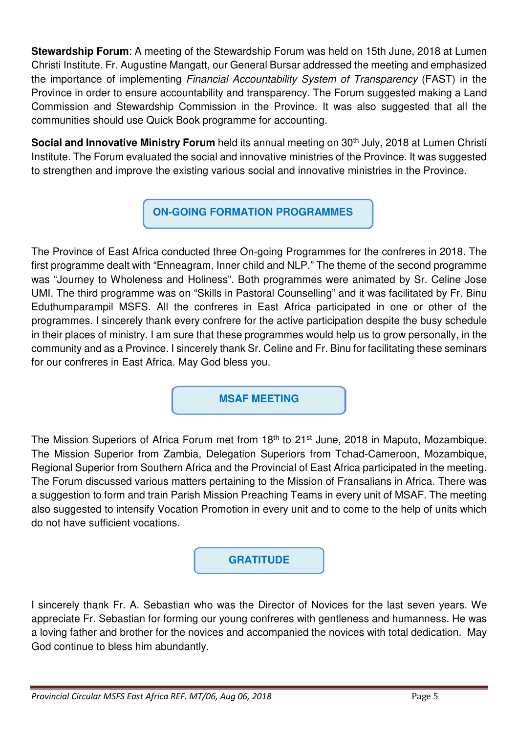**Stewardship Forum**: A meeting of the Stewardship Forum was held on 15th June, 2018 at Lumen Christi Institute. Fr. Augustine Mangatt, our General Bursar addressed the meeting and emphasized the importance of implementing *Financial Accountability System of Transparency* (FAST) in the Province in order to ensure accountability and transparency. The Forum suggested making a Land Commission and Stewardship Commission in the Province. It was also suggested that all the communities should use Quick Book programme for accounting.

**Social and Innovative Ministry Forum** held its annual meeting on 30th July, 2018 at Lumen Christi Institute. The Forum evaluated the social and innovative ministries of the Province. It was suggested to strengthen and improve the existing various social and innovative ministries in the Province.

## ON-GOING FORMATION PROGRAMMES

The Province of East Africa conducted three On-going Programmes for the confreres in 2018. The first programme dealt with "Enneagram, Inner child and NLP." The theme of the second programme was "Journey to Wholeness and Holiness". Both programmes were animated by Sr. Celine Jose UMI. The third programme was on "Skills in Pastoral Counselling" and it was facilitated by Fr. Binu Eduthumparampil MSFS. All the confreres in East Africa participated in one or other of the programmes. I sincerely thank every confrere for the active participation despite the busy schedule in their places of ministry. I am sure that these programmes would help us to grow personally, in the community and as a Province. I sincerely thank Sr. Celine and Fr. Binu for facilitating these seminars for our confreres in East Africa. May God bless you.

## MSAF MEETING

The Mission Superiors of Africa Forum met from 18th to 21st June, 2018 in Maputo, Mozambique. The Mission Superior from Zambia, Delegation Superiors from Tchad-Cameroon, Mozambique, Regional Superior from Southern Africa and the Provincial of East Africa participated in the meeting. The Forum discussed various matters pertaining to the Mission of Fransalians in Africa. There was a suggestion to form and train Parish Mission Preaching Teams in every unit of MSAF. The meeting also suggested to intensify Vocation Promotion in every unit and to come to the help of units which do not have sufficient vocations.

## GRATITUDE

I sincerely thank Fr. A. Sebastian who was the Director of Novices for the last seven years. We appreciate Fr. Sebastian for forming our young confreres with gentleness and humanness. He was a loving father and brother for the novices and accompanied the novices with total dedication. May God continue to bless him abundantly.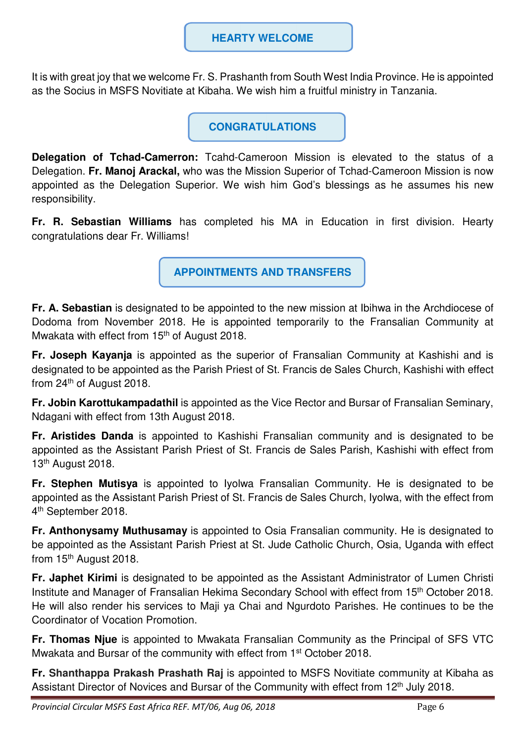## HEARTY WELCOME

It is with great joy that we welcome Fr. S. Prashanth from South West India Province. He is appointed as the Socius in MSFS Novitiate at Kibaha. We wish him a fruitful ministry in Tanzania.

## CONGRATULATIONS

**Delegation of Tchad-Camerron:** Tcahd-Cameroon Mission is elevated to the status of a Delegation. **Fr. Manoj Arackal,** who was the Mission Superior of Tchad-Cameroon Mission is now appointed as the Delegation Superior. We wish him God's blessings as he assumes his new responsibility.

**Fr. R. Sebastian Williams** has completed his MA in Education in first division. Hearty congratulations dear Fr. Williams!

## APPOINTMENTS AND TRANSFERS

**Fr. A. Sebastian** is designated to be appointed to the new mission at Ibihwa in the Archdiocese of Dodoma from November 2018. He is appointed temporarily to the Fransalian Community at Mwakata with effect from 15th of August 2018.

**Fr. Joseph Kayanja** is appointed as the superior of Fransalian Community at Kashishi and is designated to be appointed as the Parish Priest of St. Francis de Sales Church, Kashishi with effect from 24th of August 2018.

**Fr. Jobin Karottukampadathil** is appointed as the Vice Rector and Bursar of Fransalian Seminary, Ndagani with effect from 13th August 2018.

**Fr. Aristides Danda** is appointed to Kashishi Fransalian community and is designated to be appointed as the Assistant Parish Priest of St. Francis de Sales Parish, Kashishi with effect from 13th August 2018.

**Fr. Stephen Mutisya** is appointed to Iyolwa Fransalian Community. He is designated to be appointed as the Assistant Parish Priest of St. Francis de Sales Church, Iyolwa, with the effect from 4th September 2018.

**Fr. Anthonysamy Muthusamay** is appointed to Osia Fransalian community. He is designated to be appointed as the Assistant Parish Priest at St. Jude Catholic Church, Osia, Uganda with effect from 15th August 2018.

**Fr. Japhet Kirimi** is designated to be appointed as the Assistant Administrator of Lumen Christi Institute and Manager of Fransalian Hekima Secondary School with effect from 15th October 2018. He will also render his services to Maji ya Chai and Ngurdoto Parishes. He continues to be the Coordinator of Vocation Promotion.

**Fr. Thomas Njue** is appointed to Mwakata Fransalian Community as the Principal of SFS VTC Mwakata and Bursar of the community with effect from 1st October 2018.

**Fr. Shanthappa Prakash Prashath Raj** is appointed to MSFS Novitiate community at Kibaha as Assistant Director of Novices and Bursar of the Community with effect from 12th July 2018.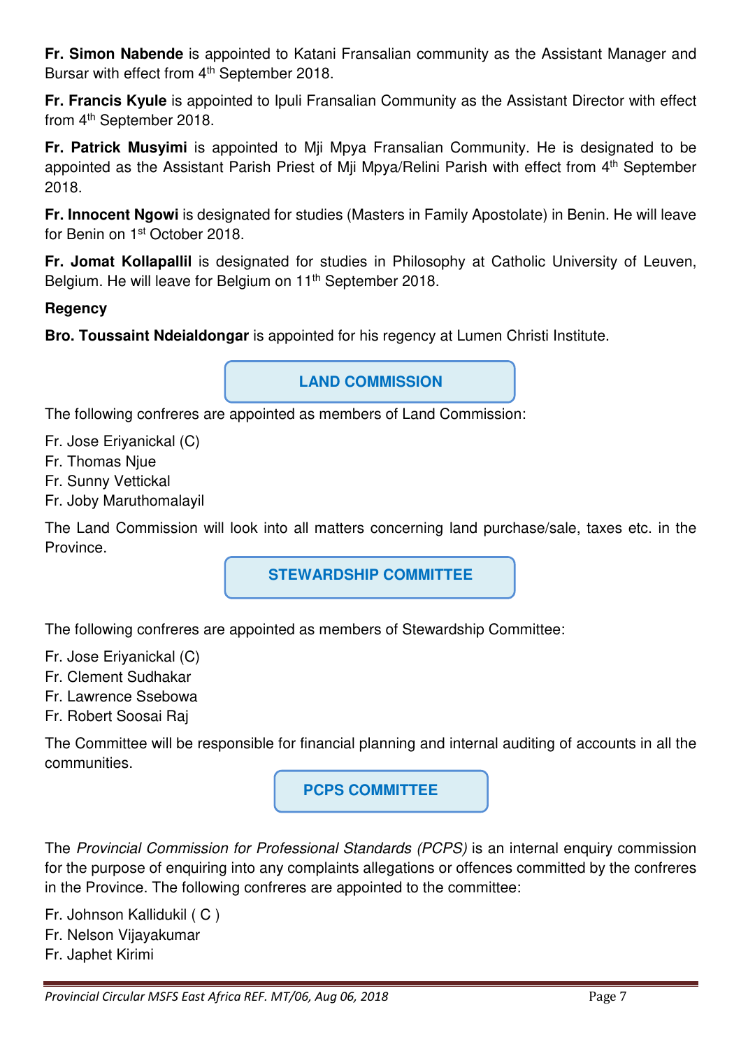**Fr. Simon Nabende** is appointed to Katani Fransalian community as the Assistant Manager and Bursar with effect from 4th September 2018.

**Fr. Francis Kyule** is appointed to Ipuli Fransalian Community as the Assistant Director with effect from 4th September 2018.

**Fr. Patrick Musyimi** is appointed to Mji Mpya Fransalian Community. He is designated to be appointed as the Assistant Parish Priest of Mji Mpya/Relini Parish with effect from 4th September 2018.

**Fr. Innocent Ngowi** is designated for studies (Masters in Family Apostolate) in Benin. He will leave for Benin on 1st October 2018.

**Fr. Jomat Kollapallil** is designated for studies in Philosophy at Catholic University of Leuven, Belgium. He will leave for Belgium on 11th September 2018.

**Regency**

**Bro. Toussaint Ndeialdongar** is appointed for his regency at Lumen Christi Institute.

## LAND COMMISSION

The following confreres are appointed as members of Land Commission:

Fr. Jose Eriyanickal (C)
Fr. Thomas Njue
Fr. Sunny Vettickal
Fr. Joby Maruthomalayil

The Land Commission will look into all matters concerning land purchase/sale, taxes etc. in the Province.

## STEWARDSHIP COMMITTEE

The following confreres are appointed as members of Stewardship Committee:

Fr. Jose Eriyanickal (C)
Fr. Clement Sudhakar
Fr. Lawrence Ssebowa
Fr. Robert Soosai Raj

The Committee will be responsible for financial planning and internal auditing of accounts in all the communities.

## PCPS COMMITTEE

The *Provincial Commission for Professional Standards (PCPS)* is an internal enquiry commission for the purpose of enquiring into any complaints allegations or offences committed by the confreres in the Province. The following confreres are appointed to the committee:

Fr. Johnson Kallidukil ( C )
Fr. Nelson Vijayakumar
Fr. Japhet Kirimi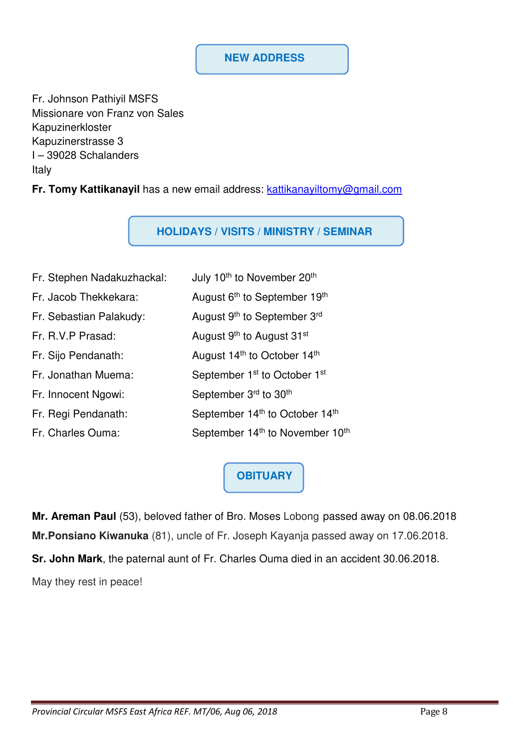## NEW ADDRESS

Fr. Johnson Pathiyil MSFS
Missionare von Franz von Sales
Kapuzinerkloster
Kapuzinerstrasse 3
I – 39028 Schalanders
Italy

**Fr. Tomy Kattikanayil** has a new email address: kattikanayiltomy@gmail.com

## HOLIDAYS / VISITS / MINISTRY / SEMINAR

| | |
|---|---|
| Fr. Stephen Nadakuzhackal: | July 10th to November 20th |
| Fr. Jacob Thekkekara: | August 6th to September 19th |
| Fr. Sebastian Palakudy: | August 9th to September 3rd |
| Fr. R.V.P Prasad: | August 9th to August 31st |
| Fr. Sijo Pendanath: | August 14th to October 14th |
| Fr. Jonathan Muema: | September 1st to October 1st |
| Fr. Innocent Ngowi: | September 3rd to 30th |
| Fr. Regi Pendanath: | September 14th to October 14th |
| Fr. Charles Ouma: | September 14th to November 10th |

## OBITUARY

**Mr. Areman Paul** (53), beloved father of Bro. Moses Lobong passed away on 08.06.2018

**Mr.Ponsiano Kiwanuka** (81), uncle of Fr. Joseph Kayanja passed away on 17.06.2018.

**Sr. John Mark**, the paternal aunt of Fr. Charles Ouma died in an accident 30.06.2018.

May they rest in peace!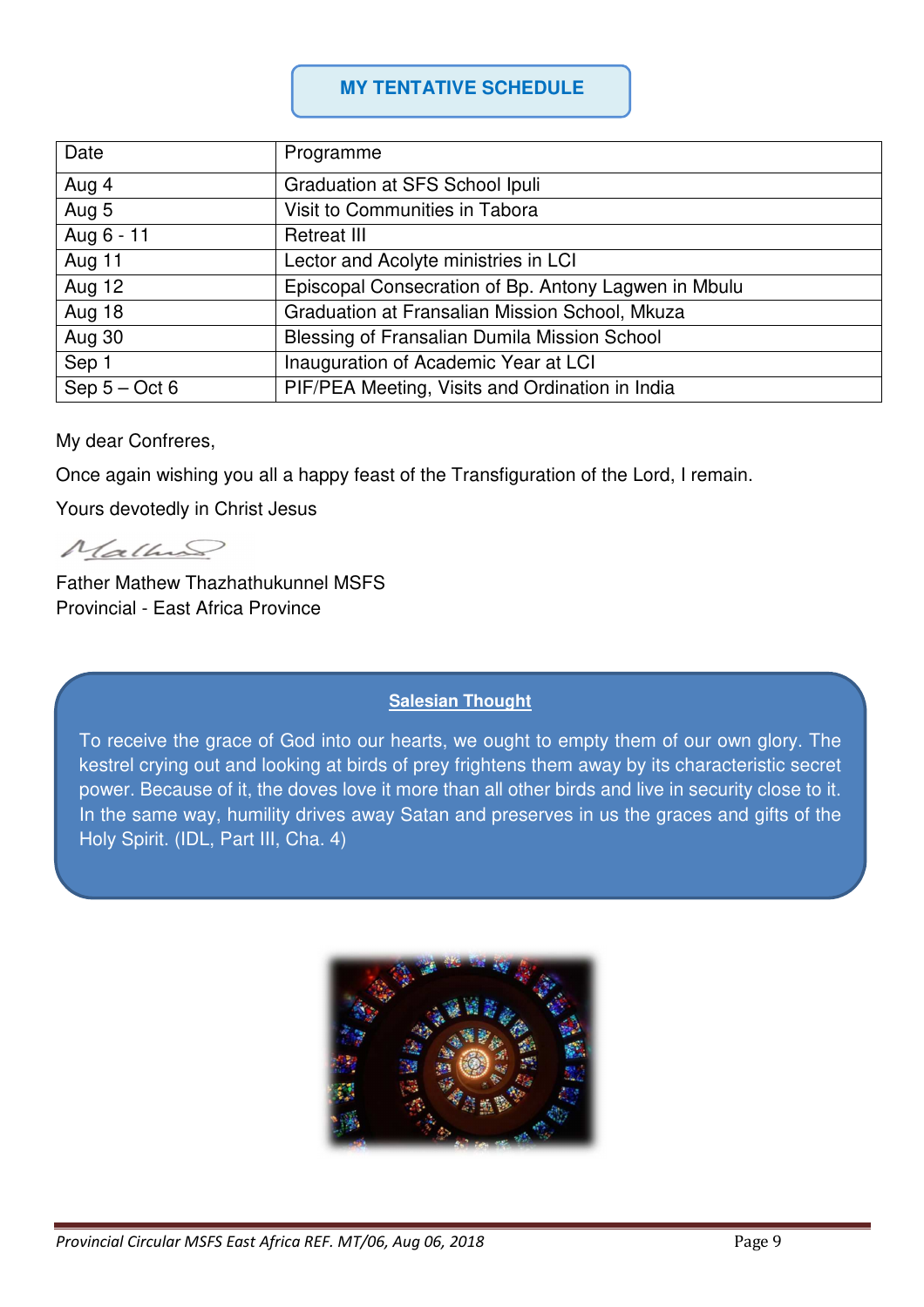## MY TENTATIVE SCHEDULE

| Date | Programme |
|---|---|
| Aug 4 | Graduation at SFS School Ipuli |
| Aug 5 | Visit to Communities in Tabora |
| Aug 6 - 11 | Retreat III |
| Aug 11 | Lector and Acolyte ministries in LCI |
| Aug 12 | Episcopal Consecration of Bp. Antony Lagwen in Mbulu |
| Aug 18 | Graduation at Fransalian Mission School, Mkuza |
| Aug 30 | Blessing of Fransalian Dumila Mission School |
| Sep 1 | Inauguration of Academic Year at LCI |
| Sep 5 – Oct 6 | PIF/PEA Meeting, Visits and Ordination in India |

My dear Confreres,

Once again wishing you all a happy feast of the Transfiguration of the Lord, I remain.

Yours devotedly in Christ Jesus

Father Mathew Thazhathukunnel MSFS
Provincial - East Africa Province

**Salesian Thought**

To receive the grace of God into our hearts, we ought to empty them of our own glory. The kestrel crying out and looking at birds of prey frightens them away by its characteristic secret power. Because of it, the doves love it more than all other birds and live in security close to it. In the same way, humility drives away Satan and preserves in us the graces and gifts of the Holy Spirit. (IDL, Part III, Cha. 4)